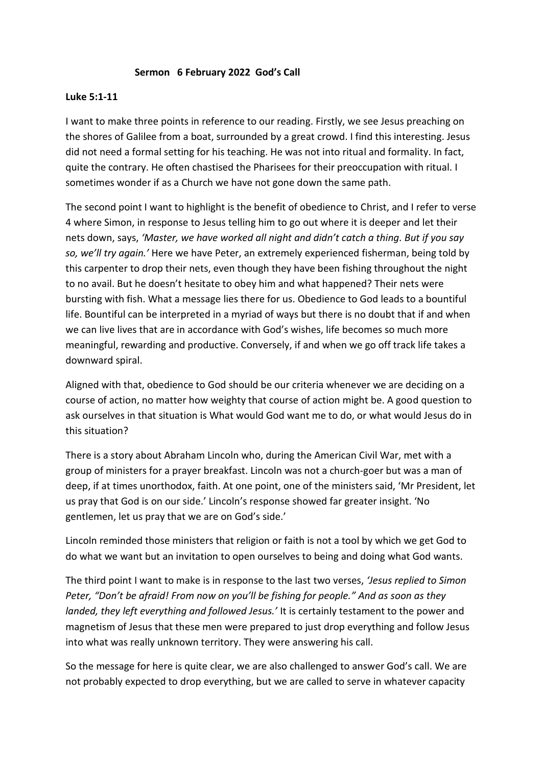**Sermon 6 February 2022 God's Call**

**Luke 5:1-11**

I want to make three points in reference to our reading. Firstly, we see Jesus preaching on the shores of Galilee from a boat, surrounded by a great crowd. I find this interesting. Jesus did not need a formal setting for his teaching. He was not into ritual and formality. In fact, quite the contrary. He often chastised the Pharisees for their preoccupation with ritual. I sometimes wonder if as a Church we have not gone down the same path.

The second point I want to highlight is the benefit of obedience to Christ, and I refer to verse 4 where Simon, in response to Jesus telling him to go out where it is deeper and let their nets down, says, *'Master, we have worked all night and didn't catch a thing. But if you say so, we'll try again.'* Here we have Peter, an extremely experienced fisherman, being told by this carpenter to drop their nets, even though they have been fishing throughout the night to no avail. But he doesn't hesitate to obey him and what happened? Their nets were bursting with fish. What a message lies there for us. Obedience to God leads to a bountiful life. Bountiful can be interpreted in a myriad of ways but there is no doubt that if and when we can live lives that are in accordance with God's wishes, life becomes so much more meaningful, rewarding and productive. Conversely, if and when we go off track life takes a downward spiral.

Aligned with that, obedience to God should be our criteria whenever we are deciding on a course of action, no matter how weighty that course of action might be. A good question to ask ourselves in that situation is What would God want me to do, or what would Jesus do in this situation?

There is a story about Abraham Lincoln who, during the American Civil War, met with a group of ministers for a prayer breakfast. Lincoln was not a church-goer but was a man of deep, if at times unorthodox, faith. At one point, one of the ministers said, 'Mr President, let us pray that God is on our side.' Lincoln's response showed far greater insight. 'No gentlemen, let us pray that we are on God's side.'

Lincoln reminded those ministers that religion or faith is not a tool by which we get God to do what we want but an invitation to open ourselves to being and doing what God wants.

The third point I want to make is in response to the last two verses, *'Jesus replied to Simon Peter, "Don't be afraid! From now on you'll be fishing for people." And as soon as they landed, they left everything and followed Jesus.'* It is certainly testament to the power and magnetism of Jesus that these men were prepared to just drop everything and follow Jesus into what was really unknown territory. They were answering his call.

So the message for here is quite clear, we are also challenged to answer God's call. We are not probably expected to drop everything, but we are called to serve in whatever capacity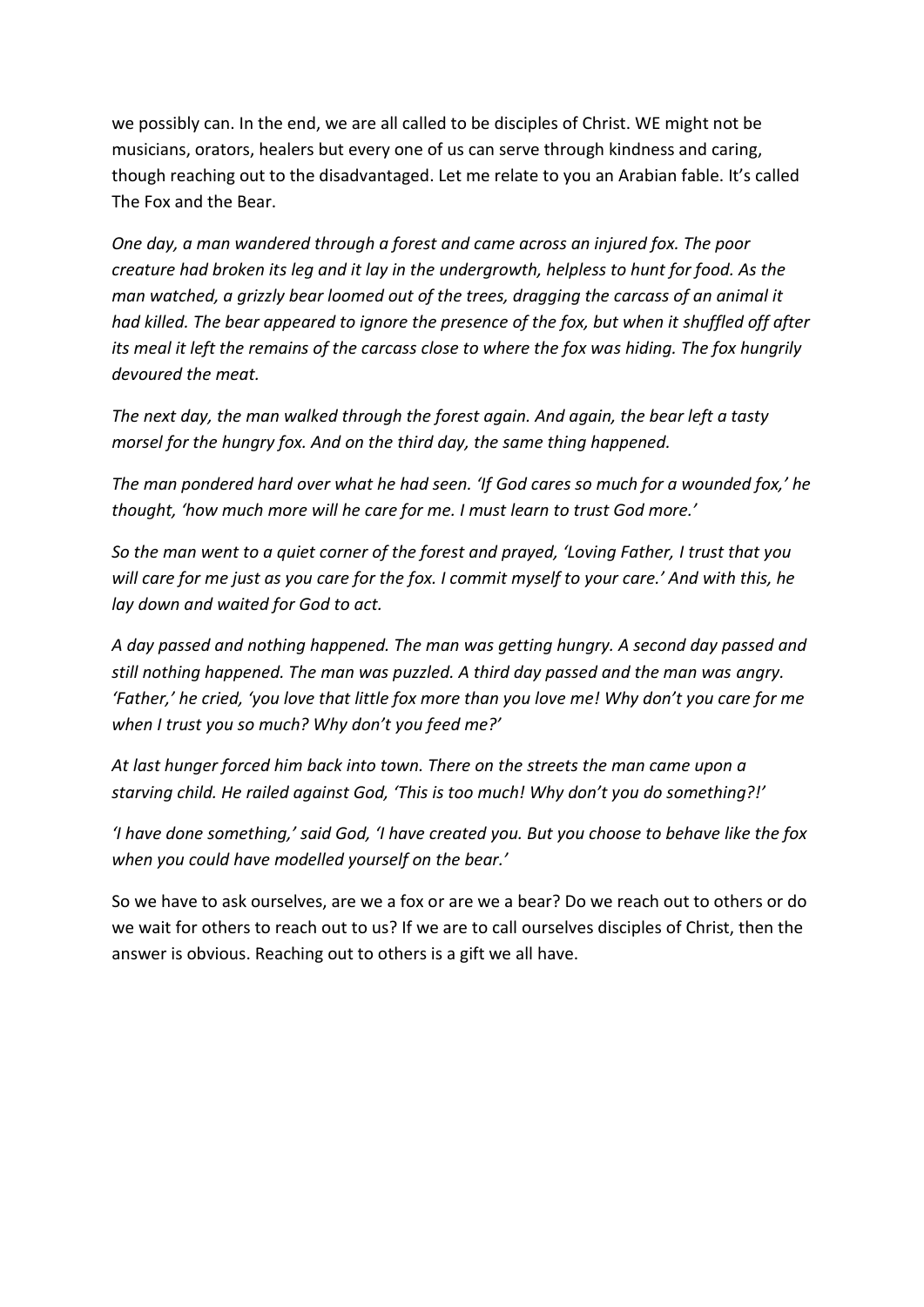we possibly can. In the end, we are all called to be disciples of Christ. WE might not be musicians, orators, healers but every one of us can serve through kindness and caring, though reaching out to the disadvantaged. Let me relate to you an Arabian fable. It's called The Fox and the Bear.

*One day, a man wandered through a forest and came across an injured fox. The poor creature had broken its leg and it lay in the undergrowth, helpless to hunt for food. As the man watched, a grizzly bear loomed out of the trees, dragging the carcass of an animal it had killed. The bear appeared to ignore the presence of the fox, but when it shuffled off after its meal it left the remains of the carcass close to where the fox was hiding. The fox hungrily devoured the meat.*

*The next day, the man walked through the forest again. And again, the bear left a tasty morsel for the hungry fox. And on the third day, the same thing happened.*

*The man pondered hard over what he had seen. 'If God cares so much for a wounded fox,' he thought, 'how much more will he care for me. I must learn to trust God more.'*

*So the man went to a quiet corner of the forest and prayed, 'Loving Father, I trust that you will care for me just as you care for the fox. I commit myself to your care.' And with this, he lay down and waited for God to act.*

*A day passed and nothing happened. The man was getting hungry. A second day passed and still nothing happened. The man was puzzled. A third day passed and the man was angry. 'Father,' he cried, 'you love that little fox more than you love me! Why don't you care for me when I trust you so much? Why don't you feed me?'*

*At last hunger forced him back into town. There on the streets the man came upon a starving child. He railed against God, 'This is too much! Why don't you do something?!'*

*'I have done something,' said God, 'I have created you. But you choose to behave like the fox when you could have modelled yourself on the bear.'*

So we have to ask ourselves, are we a fox or are we a bear? Do we reach out to others or do we wait for others to reach out to us? If we are to call ourselves disciples of Christ, then the answer is obvious. Reaching out to others is a gift we all have.